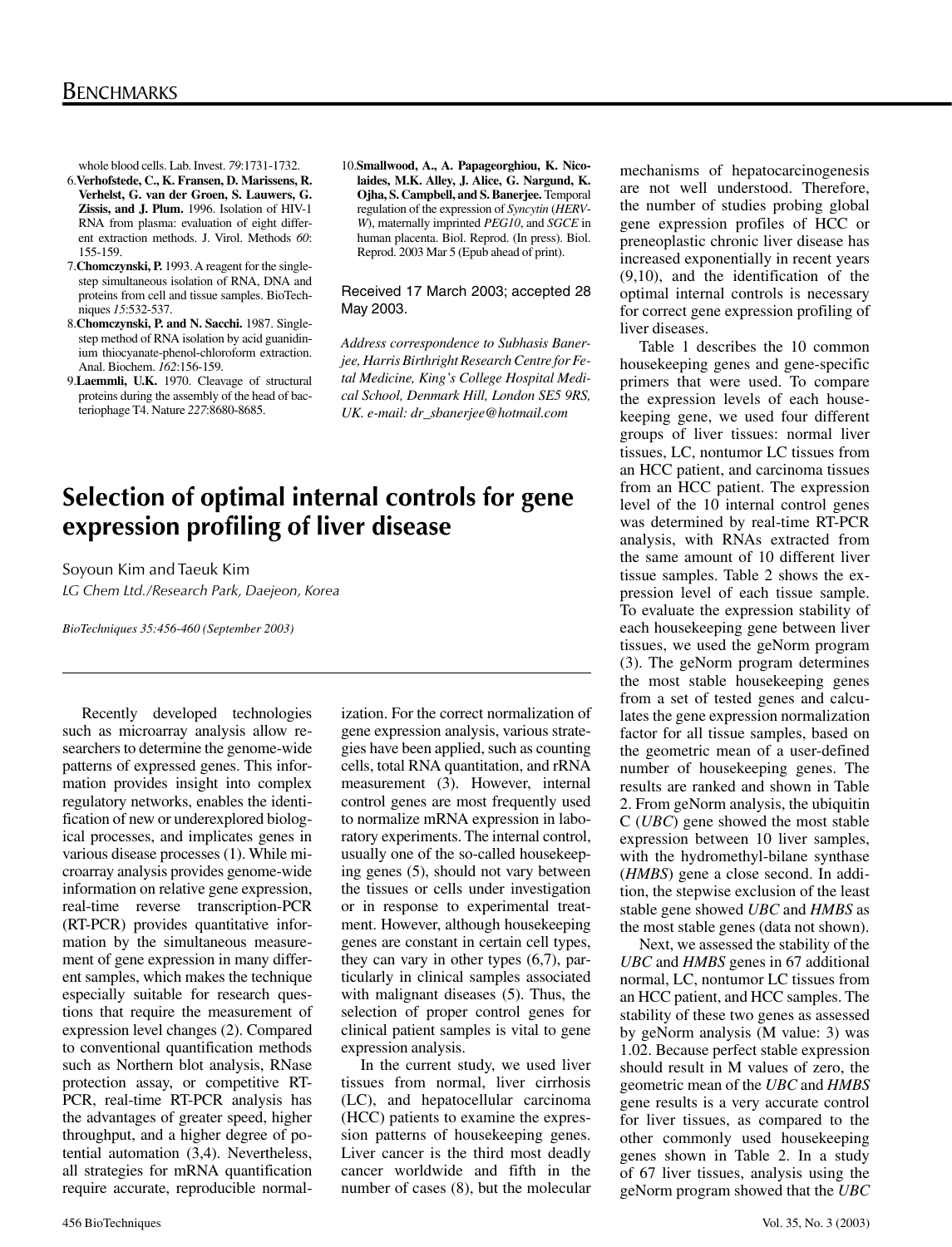whole blood cells. Lab. Invest. *79*:1731-1732.

6. **Verhofstede, C., K. Fransen, D. Marissens, R. Verhelst, G. van der Groen, S. Lauwers, G. Zissis, and J. Plum.** 1996. Isolation of HIV-1 RNA from plasma: evaluation of eight different extraction methods. J. Virol. Methods *60*: 155-159.
7. **Chomczynski, P.** 1993. A reagent for the single-step simultaneous isolation of RNA, DNA and proteins from cell and tissue samples. BioTechniques *15*:532-537.
8. **Chomczynski, P. and N. Sacchi.** 1987. Single-step method of RNA isolation by acid guanidinium thiocyanate-phenol-chloroform extraction. Anal. Biochem. *162*:156-159.
9. **Laemmli, U.K.** 1970. Cleavage of structural proteins during the assembly of the head of bacteriophage T4. Nature *227*:8680-8685.
10. **Smallwood, A., A. Papageorghiou, K. Nicolaides, M.K. Alley, J. Alice, G. Nargund, K. Ojha, S. Campbell, and S. Banerjee.** Temporal regulation of the expression of *Syncytin* (*HERV-W*), maternally imprinted *PEG10*, and *SGCE* in human placenta. Biol. Reprod. (In press). Biol. Reprod. 2003 Mar 5 (Epub ahead of print).

Received 17 March 2003; accepted 28 May 2003.

*Address correspondence to Subhasis Banerjee, Harris Birthright Research Centre for Fetal Medicine, King's College Hospital Medical School, Denmark Hill, London SE5 9RS, UK. e-mail: dr_sbanerjee@hotmail.com*

# Selection of optimal internal controls for gene expression profiling of liver disease

Soyoun Kim and Taeuk Kim

*LG Chem Ltd./Research Park, Daejeon, Korea*

*BioTechniques 35:456-460 (September 2003)*

Recently developed technologies such as microarray analysis allow researchers to determine the genome-wide patterns of expressed genes. This information provides insight into complex regulatory networks, enables the identification of new or underexplored biological processes, and implicates genes in various disease processes (1). While microarray analysis provides genome-wide information on relative gene expression, real-time reverse transcription-PCR (RT-PCR) provides quantitative information by the simultaneous measurement of gene expression in many different samples, which makes the technique especially suitable for research questions that require the measurement of expression level changes (2). Compared to conventional quantification methods such as Northern blot analysis, RNase protection assay, or competitive RT-PCR, real-time RT-PCR analysis has the advantages of greater speed, higher throughput, and a higher degree of potential automation (3,4). Nevertheless, all strategies for mRNA quantification require accurate, reproducible normalization. For the correct normalization of gene expression analysis, various strategies have been applied, such as counting cells, total RNA quantitation, and rRNA measurement (3). However, internal control genes are most frequently used to normalize mRNA expression in laboratory experiments. The internal control, usually one of the so-called housekeeping genes (5), should not vary between the tissues or cells under investigation or in response to experimental treatment. However, although housekeeping genes are constant in certain cell types, they can vary in other types (6,7), particularly in clinical samples associated with malignant diseases (5). Thus, the selection of proper control genes for clinical patient samples is vital to gene expression analysis.

In the current study, we used liver tissues from normal, liver cirrhosis (LC), and hepatocellular carcinoma (HCC) patients to examine the expression patterns of housekeeping genes. Liver cancer is the third most deadly cancer worldwide and fifth in the number of cases (8), but the molecular mechanisms of hepatocarcinogenesis are not well understood. Therefore, the number of studies probing global gene expression profiles of HCC or preneoplastic chronic liver disease has increased exponentially in recent years (9,10), and the identification of the optimal internal controls is necessary for correct gene expression profiling of liver diseases.

Table 1 describes the 10 common housekeeping genes and gene-specific primers that were used. To compare the expression levels of each housekeeping gene, we used four different groups of liver tissues: normal liver tissues, LC, nontumor LC tissues from an HCC patient, and carcinoma tissues from an HCC patient. The expression level of the 10 internal control genes was determined by real-time RT-PCR analysis, with RNAs extracted from the same amount of 10 different liver tissue samples. Table 2 shows the expression level of each tissue sample. To evaluate the expression stability of each housekeeping gene between liver tissues, we used the geNorm program (3). The geNorm program determines the most stable housekeeping genes from a set of tested genes and calculates the gene expression normalization factor for all tissue samples, based on the geometric mean of a user-defined number of housekeeping genes. The results are ranked and shown in Table 2. From geNorm analysis, the ubiquitin C (*UBC*) gene showed the most stable expression between 10 liver samples, with the hydromethyl-bilane synthase (*HMBS*) gene a close second. In addition, the stepwise exclusion of the least stable gene showed *UBC* and *HMBS* as the most stable genes (data not shown).

Next, we assessed the stability of the *UBC* and *HMBS* genes in 67 additional normal, LC, nontumor LC tissues from an HCC patient, and HCC samples. The stability of these two genes as assessed by geNorm analysis (M value: 3) was 1.02. Because perfect stable expression should result in M values of zero, the geometric mean of the *UBC* and *HMBS* gene results is a very accurate control for liver tissues, as compared to the other commonly used housekeeping genes shown in Table 2. In a study of 67 liver tissues, analysis using the geNorm program showed that the *UBC*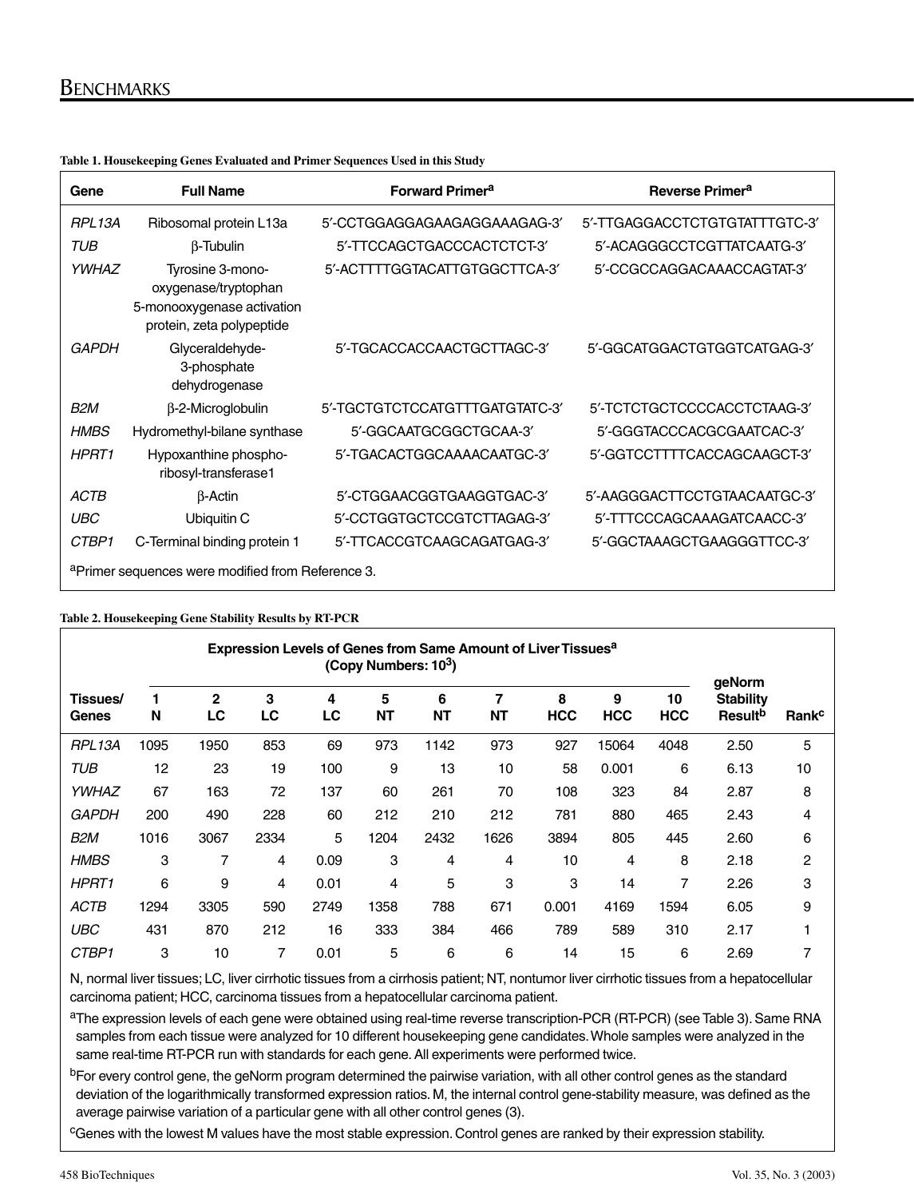**Table 1. Housekeeping Genes Evaluated and Primer Sequences Used in this Study**

| Gene | Full Name | Forward Primer[a] | Reverse Primer[a] |
|---|---|---|---|
| *RPL13A* | Ribosomal protein L13a | 5′-CCTGGAGGAGAAGAGGAAAGAG-3′ | 5′-TTGAGGACCTCTGTGTATTTGTC-3′ |
| *TUB* | β-Tubulin | 5′-TTCCAGCTGACCCACTCTCT-3′ | 5′-ACAGGGCCTCGTTATCAATG-3′ |
| *YWHAZ* | Tyrosine 3-mono-oxygenase/tryptophan 5-monooxygenase activation protein, zeta polypeptide | 5′-ACTTTTGGTACATTGTGGCTTCA-3′ | 5′-CCGCCAGGACAAACCAGTAT-3′ |
| *GAPDH* | Glyceraldehyde-3-phosphate dehydrogenase | 5′-TGCACCACCAACTGCTTAGC-3′ | 5′-GGCATGGACTGTGGTCATGAG-3′ |
| *B2M* | β-2-Microglobulin | 5′-TGCTGTCTCCATGTTTGATGTATC-3′ | 5′-TCTCTGCTCCCCACCTCTAAG-3′ |
| *HMBS* | Hydromethyl-bilane synthase | 5′-GGCAATGCGGCTGCAA-3′ | 5′-GGGTACCCACGCGAATCAC-3′ |
| *HPRT1* | Hypoxanthine phospho-ribosyl-transferase1 | 5′-TGACACTGGCAAAACAATGC-3′ | 5′-GGTCCTTTTCACCAGCAAGCT-3′ |
| *ACTB* | β-Actin | 5′-CTGGAACGGTGAAGGTGAC-3′ | 5′-AAGGGACTTCCTGTAACAATGC-3′ |
| *UBC* | Ubiquitin C | 5′-CCTGGTGCTCCGTCTTAGAG-3′ | 5′-TTTCCCAGCAAAGATCAACC-3′ |
| *CTBP1* | C-Terminal binding protein 1 | 5′-TTCACCGTCAAGCAGATGAG-3′ | 5′-GGCTAAAGCTGAAGGGTTCC-3′ |

[a]Primer sequences were modified from Reference 3.

**Table 2. Housekeeping Gene Stability Results by RT-PCR**

| Tissues/ Genes | Expression Levels of Genes from Same Amount of Liver Tissues[a] (Copy Numbers: $10^3$) | | | | | | | | | | geNorm Stability Result[b] | Rank[c] |
|---|---|---|---|---|---|---|---|---|---|---|---|---|
| | 1 N | 2 LC | 3 LC | 4 LC | 5 NT | 6 NT | 7 NT | 8 HCC | 9 HCC | 10 HCC | | |
| *RPL13A* | 1095 | 1950 | 853 | 69 | 973 | 1142 | 973 | 927 | 15064 | 4048 | 2.50 | 5 |
| *TUB* | 12 | 23 | 19 | 100 | 9 | 13 | 10 | 58 | 0.001 | 6 | 6.13 | 10 |
| *YWHAZ* | 67 | 163 | 72 | 137 | 60 | 261 | 70 | 108 | 323 | 84 | 2.87 | 8 |
| *GAPDH* | 200 | 490 | 228 | 60 | 212 | 210 | 212 | 781 | 880 | 465 | 2.43 | 4 |
| *B2M* | 1016 | 3067 | 2334 | 5 | 1204 | 2432 | 1626 | 3894 | 805 | 445 | 2.60 | 6 |
| *HMBS* | 3 | 7 | 4 | 0.09 | 3 | 4 | 4 | 10 | 4 | 8 | 2.18 | 2 |
| *HPRT1* | 6 | 9 | 4 | 0.01 | 4 | 5 | 3 | 3 | 14 | 7 | 2.26 | 3 |
| *ACTB* | 1294 | 3305 | 590 | 2749 | 1358 | 788 | 671 | 0.001 | 4169 | 1594 | 6.05 | 9 |
| *UBC* | 431 | 870 | 212 | 16 | 333 | 384 | 466 | 789 | 589 | 310 | 2.17 | 1 |
| *CTBP1* | 3 | 10 | 7 | 0.01 | 5 | 6 | 6 | 14 | 15 | 6 | 2.69 | 7 |

N, normal liver tissues; LC, liver cirrhotic tissues from a cirrhosis patient; NT, nontumor liver cirrhotic tissues from a hepatocellular carcinoma patient; HCC, carcinoma tissues from a hepatocellular carcinoma patient.

[a]The expression levels of each gene were obtained using real-time reverse transcription-PCR (RT-PCR) (see Table 3). Same RNA samples from each tissue were analyzed for 10 different housekeeping gene candidates. Whole samples were analyzed in the same real-time RT-PCR run with standards for each gene. All experiments were performed twice.

[b]For every control gene, the geNorm program determined the pairwise variation, with all other control genes as the standard deviation of the logarithmically transformed expression ratios. M, the internal control gene-stability measure, was defined as the average pairwise variation of a particular gene with all other control genes (3).

[c]Genes with the lowest M values have the most stable expression. Control genes are ranked by their expression stability.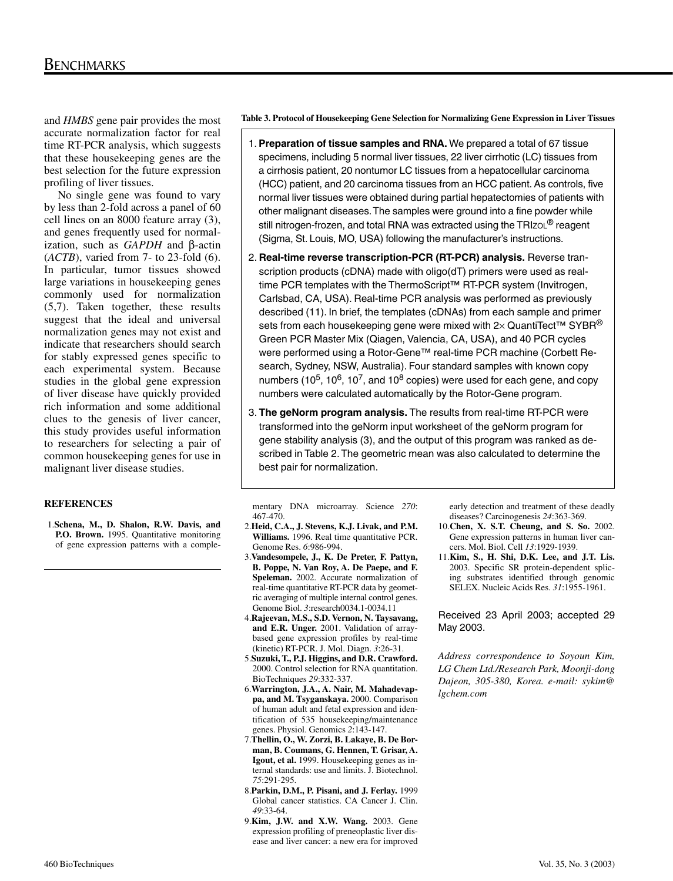and *HMBS* gene pair provides the most accurate normalization factor for real time RT-PCR analysis, which suggests that these housekeeping genes are the best selection for the future expression profiling of liver tissues.

No single gene was found to vary by less than 2-fold across a panel of 60 cell lines on an 8000 feature array (3), and genes frequently used for normalization, such as *GAPDH* and β-actin (*ACTB*), varied from 7- to 23-fold (6). In particular, tumor tissues showed large variations in housekeeping genes commonly used for normalization (5,7). Taken together, these results suggest that the ideal and universal normalization genes may not exist and indicate that researchers should search for stably expressed genes specific to each experimental system. Because studies in the global gene expression of liver disease have quickly provided rich information and some additional clues to the genesis of liver cancer, this study provides useful information to researchers for selecting a pair of common housekeeping genes for use in malignant liver disease studies.

**Table 3. Protocol of Housekeeping Gene Selection for Normalizing Gene Expression in Liver Tissues**

1. **Preparation of tissue samples and RNA.** We prepared a total of 67 tissue specimens, including 5 normal liver tissues, 22 liver cirrhotic (LC) tissues from a cirrhosis patient, 20 nontumor LC tissues from a hepatocellular carcinoma (HCC) patient, and 20 carcinoma tissues from an HCC patient. As controls, five normal liver tissues were obtained during partial hepatectomies of patients with other malignant diseases. The samples were ground into a fine powder while still nitrogen-frozen, and total RNA was extracted using the TRIzol® reagent (Sigma, St. Louis, MO, USA) following the manufacturer's instructions.
2. **Real-time reverse transcription-PCR (RT-PCR) analysis.** Reverse transcription products (cDNA) made with oligo(dT) primers were used as real-time PCR templates with the ThermoScript™ RT-PCR system (Invitrogen, Carlsbad, CA, USA). Real-time PCR analysis was performed as previously described (11). In brief, the templates (cDNAs) from each sample and primer sets from each housekeeping gene were mixed with 2× QuantiTect™ SYBR® Green PCR Master Mix (Qiagen, Valencia, CA, USA), and 40 PCR cycles were performed using a Rotor-Gene™ real-time PCR machine (Corbett Research, Sydney, NSW, Australia). Four standard samples with known copy numbers ($10^5$, $10^6$, $10^7$, and $10^8$ copies) were used for each gene, and copy numbers were calculated automatically by the Rotor-Gene program.
3. **The geNorm program analysis.** The results from real-time RT-PCR were transformed into the geNorm input worksheet of the geNorm program for gene stability analysis (3), and the output of this program was ranked as described in Table 2. The geometric mean was also calculated to determine the best pair for normalization.

## REFERENCES

1. **Schena, M., D. Shalon, R.W. Davis, and P.O. Brown.** 1995. Quantitative monitoring of gene expression patterns with a complementary DNA microarray. Science *270*: 467-470.
2. **Heid, C.A., J. Stevens, K.J. Livak, and P.M. Williams.** 1996. Real time quantitative PCR. Genome Res. *6*:986-994.
3. **Vandesompele, J., K. De Preter, F. Pattyn, B. Poppe, N. Van Roy, A. De Paepe, and F. Speleman.** 2002. Accurate normalization of real-time quantitative RT-PCR data by geometric averaging of multiple internal control genes. Genome Biol. *3*:research0034.1-0034.11
4. **Rajeevan, M.S., S.D. Vernon, N. Taysavang, and E.R. Unger.** 2001. Validation of array-based gene expression profiles by real-time (kinetic) RT-PCR. J. Mol. Diagn. *3*:26-31.
5. **Suzuki, T., P.J. Higgins, and D.R. Crawford.** 2000. Control selection for RNA quantitation. BioTechniques *29*:332-337.
6. **Warrington, J.A., A. Nair, M. Mahadevappa, and M. Tsyganskaya.** 2000. Comparison of human adult and fetal expression and identification of 535 housekeeping/maintenance genes. Physiol. Genomics *2*:143-147.
7. **Thellin, O., W. Zorzi, B. Lakaye, B. De Borman, B. Coumans, G. Hennen, T. Grisar, A. Igout, et al.** 1999. Housekeeping genes as internal standards: use and limits. J. Biotechnol. *75*:291-295.
8. **Parkin, D.M., P. Pisani, and J. Ferlay.** 1999 Global cancer statistics. CA Cancer J. Clin. *49*:33-64.
9. **Kim, J.W. and X.W. Wang.** 2003. Gene expression profiling of preneoplastic liver disease and liver cancer: a new era for improved early detection and treatment of these deadly diseases? Carcinogenesis *24*:363-369.
10. **Chen, X. S.T. Cheung, and S. So.** 2002. Gene expression patterns in human liver cancers. Mol. Biol. Cell *13*:1929-1939.
11. **Kim, S., H. Shi, D.K. Lee, and J.T. Lis.** 2003. Specific SR protein-dependent splicing substrates identified through genomic SELEX. Nucleic Acids Res. *31*:1955-1961.

Received 23 April 2003; accepted 29 May 2003.

*Address correspondence to Soyoun Kim, LG Chem Ltd./Research Park, Moonji-dong Dajeon, 305-380, Korea. e-mail: sykim@lgchem.com*